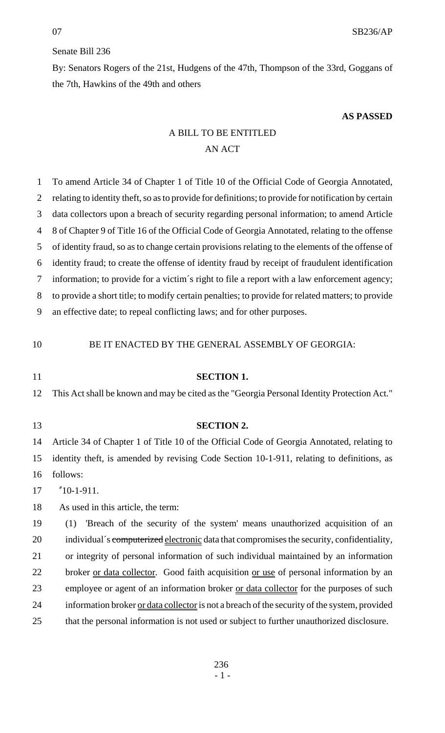Senate Bill 236

By: Senators Rogers of the 21st, Hudgens of the 47th, Thompson of the 33rd, Goggans of the 7th, Hawkins of the 49th and others

**AS PASSED**

A BILL TO BE ENTITLED
AN ACT

To amend Article 34 of Chapter 1 of Title 10 of the Official Code of Georgia Annotated, relating to identity theft, so as to provide for definitions; to provide for notification by certain data collectors upon a breach of security regarding personal information; to amend Article 8 of Chapter 9 of Title 16 of the Official Code of Georgia Annotated, relating to the offense of identity fraud, so as to change certain provisions relating to the elements of the offense of identity fraud; to create the offense of identity fraud by receipt of fraudulent identification information; to provide for a victim´s right to file a report with a law enforcement agency; to provide a short title; to modify certain penalties; to provide for related matters; to provide an effective date; to repeal conflicting laws; and for other purposes.

BE IT ENACTED BY THE GENERAL ASSEMBLY OF GEORGIA:

**SECTION 1.**

This Act shall be known and may be cited as the "Georgia Personal Identity Protection Act."

**SECTION 2.**

Article 34 of Chapter 1 of Title 10 of the Official Code of Georgia Annotated, relating to identity theft, is amended by revising Code Section 10-1-911, relating to definitions, as follows:

"10-1-911.

As used in this article, the term:

(1) 'Breach of the security of the system' means unauthorized acquisition of an individual´s ~~computerized~~ <u>electronic</u> data that compromises the security, confidentiality, or integrity of personal information of such individual maintained by an information broker <u>or data collector</u>. Good faith acquisition <u>or use</u> of personal information by an employee or agent of an information broker <u>or data collector</u> for the purposes of such information broker <u>or data collector</u> is not a breach of the security of the system, provided that the personal information is not used or subject to further unauthorized disclosure.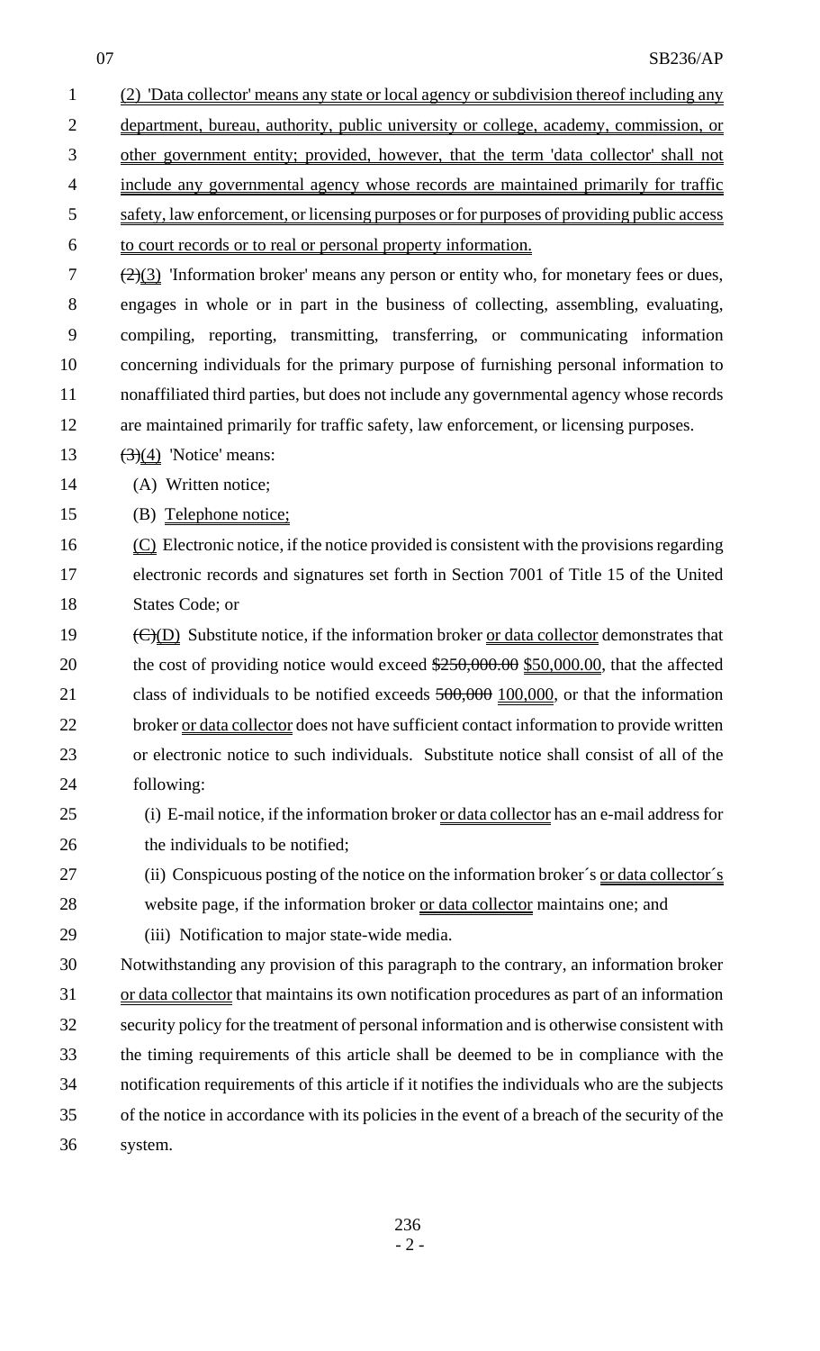(2) 'Data collector' means any state or local agency or subdivision thereof including any department, bureau, authority, public university or college, academy, commission, or other government entity; provided, however, that the term 'data collector' shall not include any governmental agency whose records are maintained primarily for traffic safety, law enforcement, or licensing purposes or for purposes of providing public access to court records or to real or personal property information.

~~(2)~~(3) 'Information broker' means any person or entity who, for monetary fees or dues, engages in whole or in part in the business of collecting, assembling, evaluating, compiling, reporting, transmitting, transferring, or communicating information concerning individuals for the primary purpose of furnishing personal information to nonaffiliated third parties, but does not include any governmental agency whose records are maintained primarily for traffic safety, law enforcement, or licensing purposes.

~~(3)~~(4) 'Notice' means:

(A) Written notice;

(B) Telephone notice;

(C) Electronic notice, if the notice provided is consistent with the provisions regarding electronic records and signatures set forth in Section 7001 of Title 15 of the United States Code; or

~~(C)~~(D) Substitute notice, if the information broker or data collector demonstrates that the cost of providing notice would exceed ~~$250,000.00~~ $50,000.00, that the affected class of individuals to be notified exceeds ~~500,000~~ 100,000, or that the information broker or data collector does not have sufficient contact information to provide written or electronic notice to such individuals. Substitute notice shall consist of all of the following:

(i) E-mail notice, if the information broker or data collector has an e-mail address for the individuals to be notified;

(ii) Conspicuous posting of the notice on the information broker´s or data collector´s website page, if the information broker or data collector maintains one; and

(iii) Notification to major state-wide media.

Notwithstanding any provision of this paragraph to the contrary, an information broker or data collector that maintains its own notification procedures as part of an information security policy for the treatment of personal information and is otherwise consistent with the timing requirements of this article shall be deemed to be in compliance with the notification requirements of this article if it notifies the individuals who are the subjects of the notice in accordance with its policies in the event of a breach of the security of the system.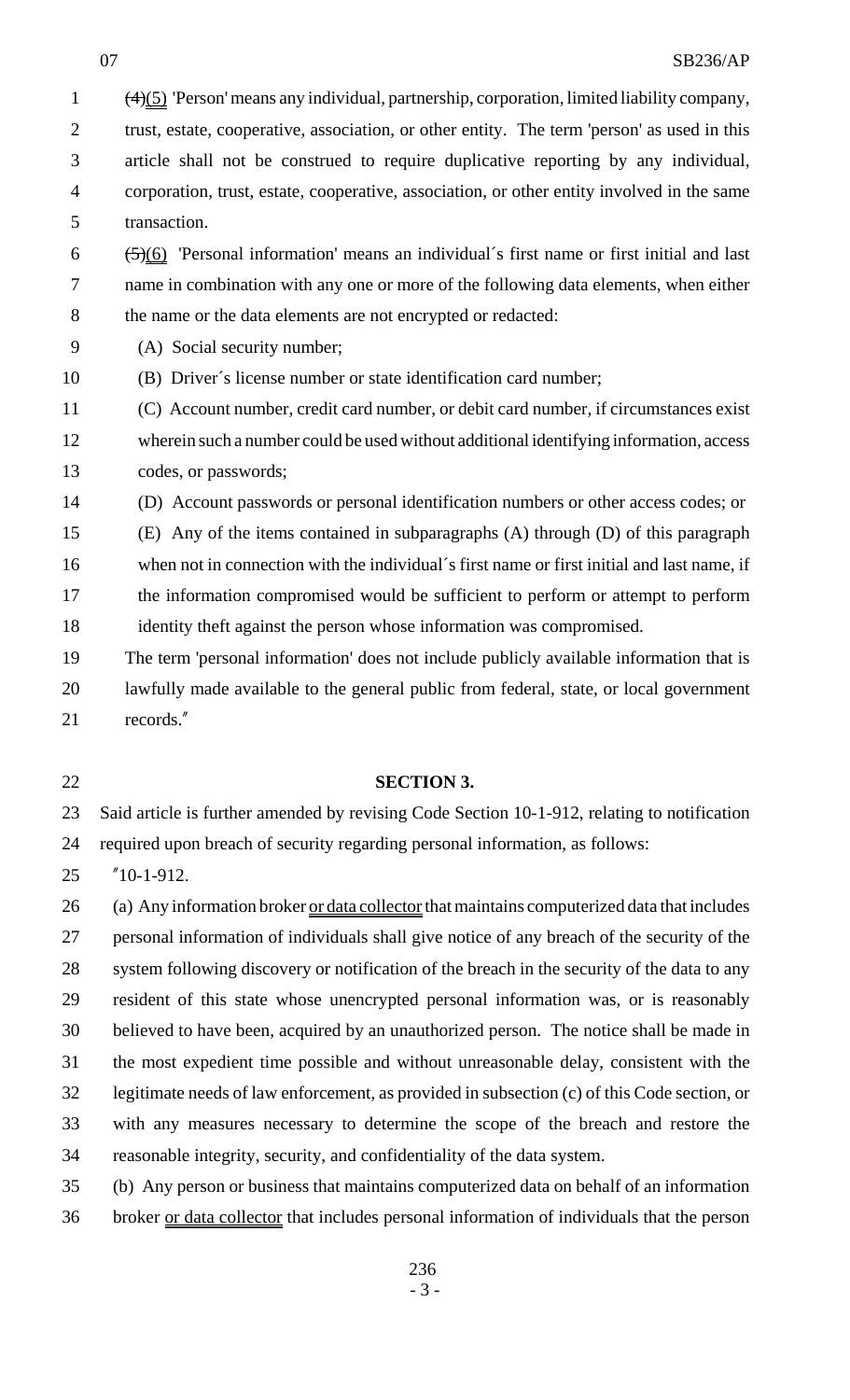~~(4)~~(5) 'Person' means any individual, partnership, corporation, limited liability company, trust, estate, cooperative, association, or other entity. The term 'person' as used in this article shall not be construed to require duplicative reporting by any individual, corporation, trust, estate, cooperative, association, or other entity involved in the same transaction.

~~(5)~~(6) 'Personal information' means an individual´s first name or first initial and last name in combination with any one or more of the following data elements, when either the name or the data elements are not encrypted or redacted:

(A) Social security number;

(B) Driver´s license number or state identification card number;

(C) Account number, credit card number, or debit card number, if circumstances exist wherein such a number could be used without additional identifying information, access codes, or passwords;

(D) Account passwords or personal identification numbers or other access codes; or

(E) Any of the items contained in subparagraphs (A) through (D) of this paragraph when not in connection with the individual´s first name or first initial and last name, if the information compromised would be sufficient to perform or attempt to perform identity theft against the person whose information was compromised.

The term 'personal information' does not include publicly available information that is lawfully made available to the general public from federal, state, or local government records."

**SECTION 3.**

Said article is further amended by revising Code Section 10-1-912, relating to notification required upon breach of security regarding personal information, as follows:

"10-1-912.

(a) Any information broker <u>or data collector</u> that maintains computerized data that includes personal information of individuals shall give notice of any breach of the security of the system following discovery or notification of the breach in the security of the data to any resident of this state whose unencrypted personal information was, or is reasonably believed to have been, acquired by an unauthorized person. The notice shall be made in the most expedient time possible and without unreasonable delay, consistent with the legitimate needs of law enforcement, as provided in subsection (c) of this Code section, or with any measures necessary to determine the scope of the breach and restore the reasonable integrity, security, and confidentiality of the data system.

(b) Any person or business that maintains computerized data on behalf of an information broker <u>or data collector</u> that includes personal information of individuals that the person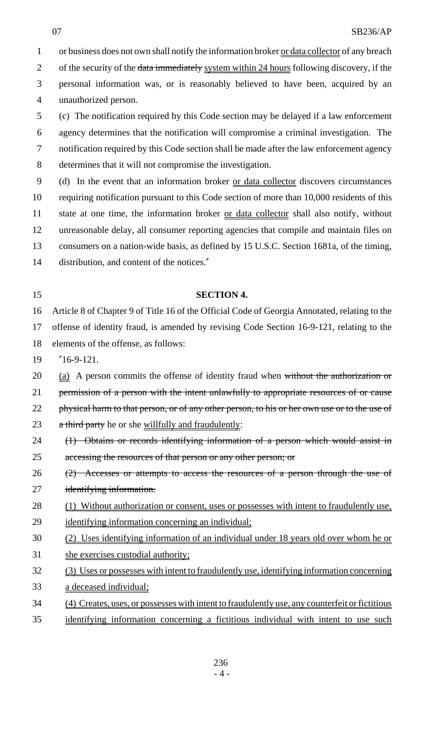or business does not own shall notify the information broker <u>or data collector</u> of any breach of the security of the ~~data immediately~~ <u>system within 24 hours</u> following discovery, if the personal information was, or is reasonably believed to have been, acquired by an unauthorized person.

(c) The notification required by this Code section may be delayed if a law enforcement agency determines that the notification will compromise a criminal investigation. The notification required by this Code section shall be made after the law enforcement agency determines that it will not compromise the investigation.

(d) In the event that an information broker <u>or data collector</u> discovers circumstances requiring notification pursuant to this Code section of more than 10,000 residents of this state at one time, the information broker <u>or data collector</u> shall also notify, without unreasonable delay, all consumer reporting agencies that compile and maintain files on consumers on a nation-wide basis, as defined by 15 U.S.C. Section 1681a, of the timing, distribution, and content of the notices."

**SECTION 4.**

Article 8 of Chapter 9 of Title 16 of the Official Code of Georgia Annotated, relating to the offense of identity fraud, is amended by revising Code Section 16-9-121, relating to the elements of the offense, as follows:

"16-9-121.

<u>(a)</u> A person commits the offense of identity fraud when ~~without the authorization or permission of a person with the intent unlawfully to appropriate resources of or cause physical harm to that person, or of any other person, to his or her own use or to the use of a third party~~ he or she <u>willfully and fraudulently</u>:

~~(1) Obtains or records identifying information of a person which would assist in accessing the resources of that person or any other person; or~~

~~(2) Accesses or attempts to access the resources of a person through the use of identifying information.~~

<u>(1) Without authorization or consent, uses or possesses with intent to fraudulently use, identifying information concerning an individual;</u>

<u>(2) Uses identifying information of an individual under 18 years old over whom he or she exercises custodial authority;</u>

<u>(3) Uses or possesses with intent to fraudulently use, identifying information concerning a deceased individual;</u>

<u>(4) Creates, uses, or possesses with intent to fraudulently use, any counterfeit or fictitious identifying information concerning a fictitious individual with intent to use such</u>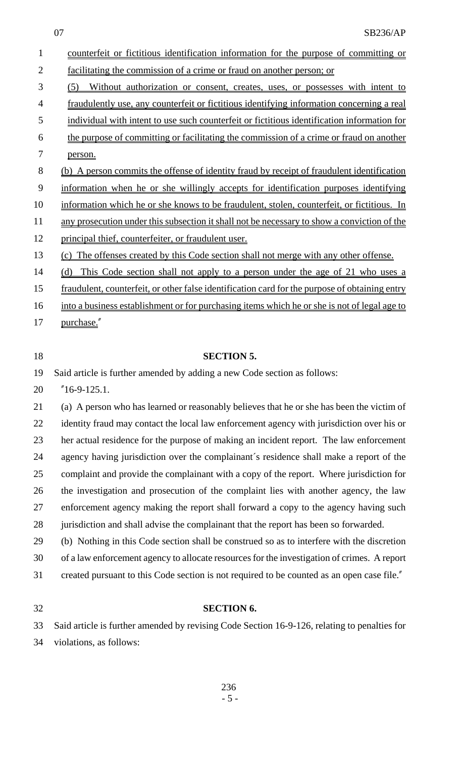counterfeit or fictitious identification information for the purpose of committing or facilitating the commission of a crime or fraud on another person; or

(5) Without authorization or consent, creates, uses, or possesses with intent to fraudulently use, any counterfeit or fictitious identifying information concerning a real individual with intent to use such counterfeit or fictitious identification information for the purpose of committing or facilitating the commission of a crime or fraud on another person.

(b) A person commits the offense of identity fraud by receipt of fraudulent identification information when he or she willingly accepts for identification purposes identifying information which he or she knows to be fraudulent, stolen, counterfeit, or fictitious. In any prosecution under this subsection it shall not be necessary to show a conviction of the principal thief, counterfeiter, or fraudulent user.

(c) The offenses created by this Code section shall not merge with any other offense.

(d) This Code section shall not apply to a person under the age of 21 who uses a fraudulent, counterfeit, or other false identification card for the purpose of obtaining entry into a business establishment or for purchasing items which he or she is not of legal age to purchase.″

**SECTION 5.**

Said article is further amended by adding a new Code section as follows:

″16-9-125.1.

(a) A person who has learned or reasonably believes that he or she has been the victim of identity fraud may contact the local law enforcement agency with jurisdiction over his or her actual residence for the purpose of making an incident report. The law enforcement agency having jurisdiction over the complainant´s residence shall make a report of the complaint and provide the complainant with a copy of the report. Where jurisdiction for the investigation and prosecution of the complaint lies with another agency, the law enforcement agency making the report shall forward a copy to the agency having such jurisdiction and shall advise the complainant that the report has been so forwarded.

(b) Nothing in this Code section shall be construed so as to interfere with the discretion of a law enforcement agency to allocate resources for the investigation of crimes. A report created pursuant to this Code section is not required to be counted as an open case file.″

**SECTION 6.**

Said article is further amended by revising Code Section 16-9-126, relating to penalties for violations, as follows: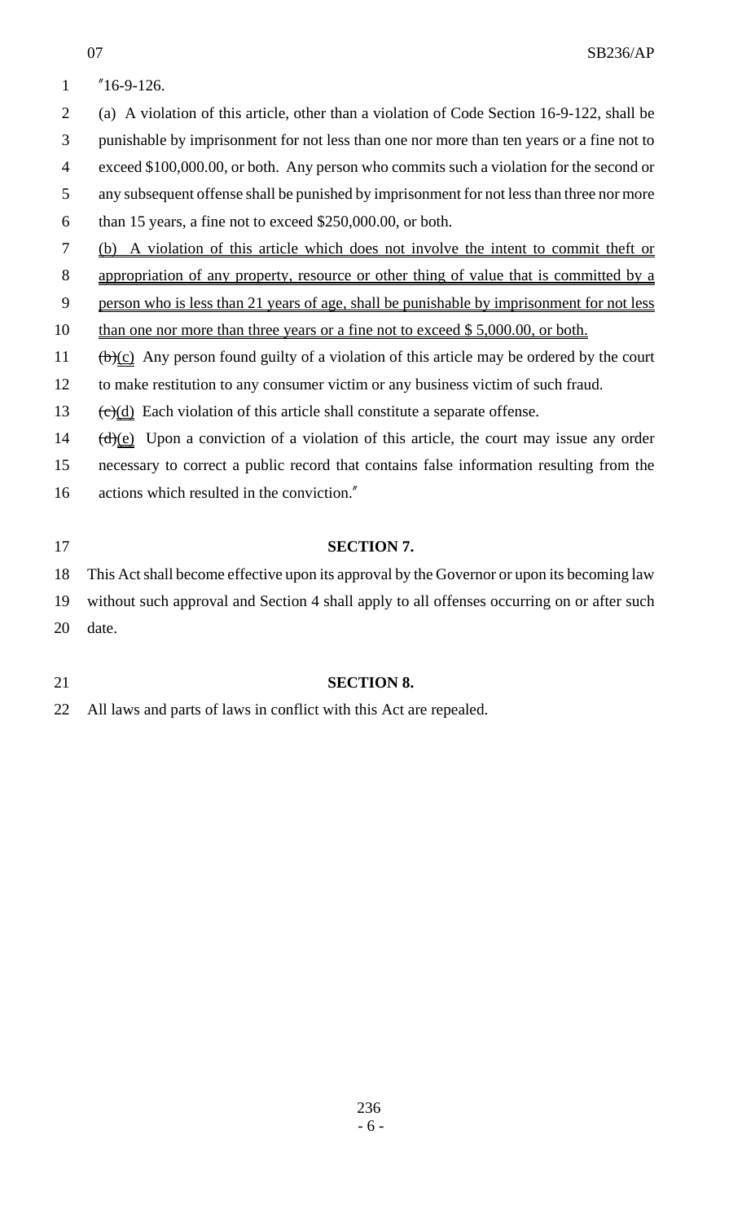"16-9-126.

(a) A violation of this article, other than a violation of Code Section 16-9-122, shall be punishable by imprisonment for not less than one nor more than ten years or a fine not to exceed $100,000.00, or both. Any person who commits such a violation for the second or any subsequent offense shall be punished by imprisonment for not less than three nor more than 15 years, a fine not to exceed $250,000.00, or both.

<u>(b) A violation of this article which does not involve the intent to commit theft or appropriation of any property, resource or other thing of value that is committed by a person who is less than 21 years of age, shall be punishable by imprisonment for not less than one nor more than three years or a fine not to exceed $ 5,000.00, or both.</u>

~~(b)~~<u>(c)</u> Any person found guilty of a violation of this article may be ordered by the court to make restitution to any consumer victim or any business victim of such fraud.

~~(c)~~<u>(d)</u> Each violation of this article shall constitute a separate offense.

~~(d)~~<u>(e)</u> Upon a conviction of a violation of this article, the court may issue any order necessary to correct a public record that contains false information resulting from the actions which resulted in the conviction."

**SECTION 7.**

This Act shall become effective upon its approval by the Governor or upon its becoming law without such approval and Section 4 shall apply to all offenses occurring on or after such date.

**SECTION 8.**

All laws and parts of laws in conflict with this Act are repealed.